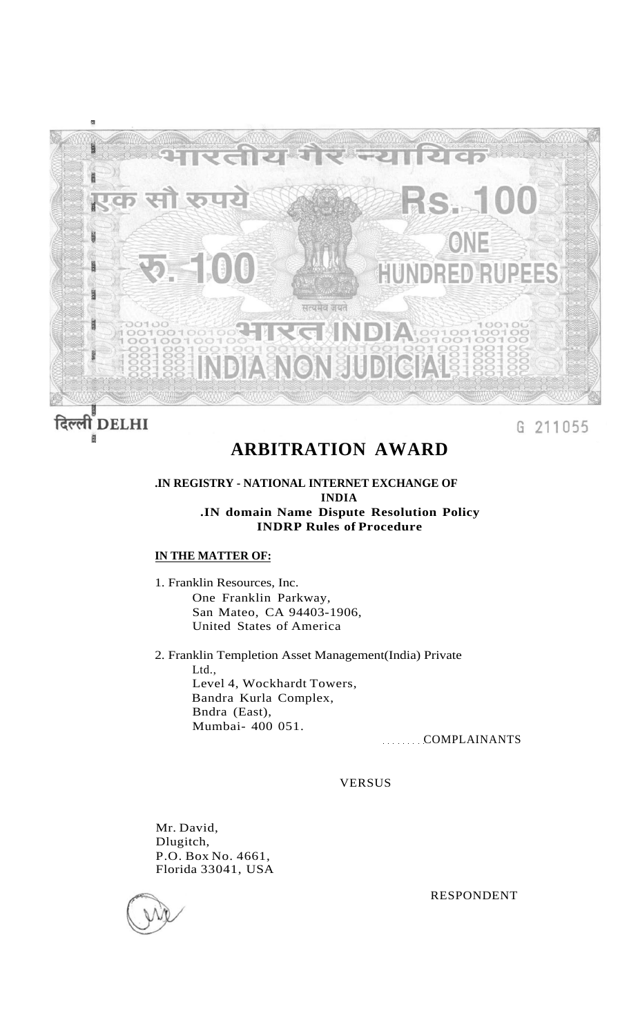भारतीय गैर न्यायिक

एक सौ रुपये

Rs. 100

ONE HUNDRED RUPEES

रु. 100

सत्यमेव जयते

भारत INDIA

INDIA NON JUDICIAL

दिल्ली DELHI

G 211055

# ARBITRATION AWARD

**.IN REGISTRY - NATIONAL INTERNET EXCHANGE OF INDIA**

**.IN domain Name Dispute Resolution Policy**

**INDRP Rules of Procedure**

**IN THE MATTER OF:**

1. Franklin Resources, Inc.
   One Franklin Parkway,
   San Mateo, CA 94403-1906,
   United States of America

2. Franklin Templetion Asset Management(India) Private Ltd.,
   Level 4, Wockhardt Towers,
   Bandra Kurla Complex,
   Bndra (East),
   Mumbai- 400 051.

........COMPLAINANTS

VERSUS

Mr. David,
Dlugitch,
P.O. Box No. 4661,
Florida 33041, USA

RESPONDENT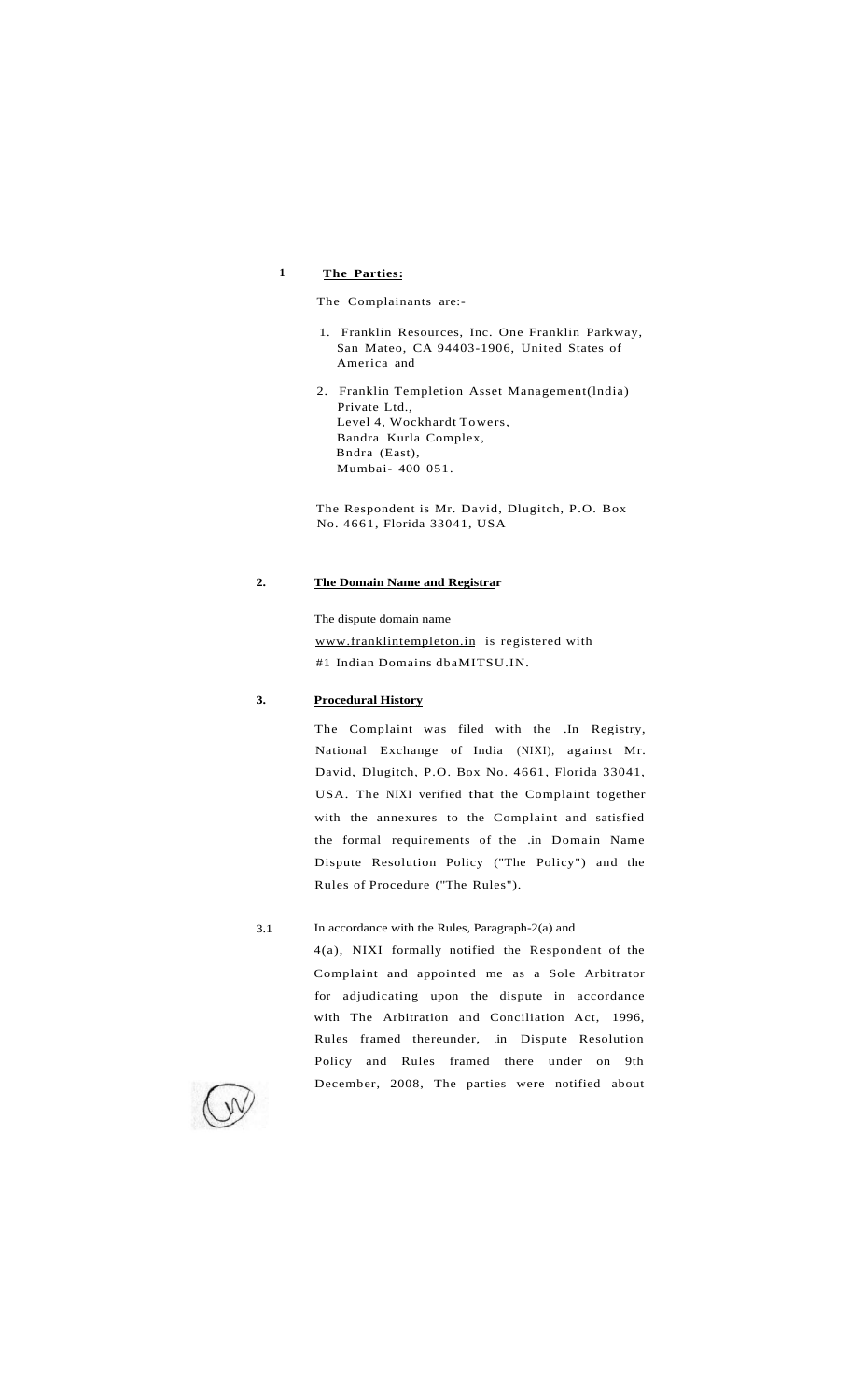## 1 **The Parties:**

The Complainants are:-

1. Franklin Resources, Inc. One Franklin Parkway, San Mateo, CA 94403-1906, United States of America and

2. Franklin Templetion Asset Management(lndia) Private Ltd.,
   Level 4, Wockhardt Towers,
   Bandra Kurla Complex,
   Bndra (East),
   Mumbai- 400 051.

The Respondent is Mr. David, Dlugitch, P.O. Box No. 4661, Florida 33041, USA

## 2. **The Domain Name and Registrar**

The dispute domain name www.franklintempleton.in is registered with #1 Indian Domains dbaMITSU.IN.

## 3. **Procedural History**

The Complaint was filed with the .In Registry, National Exchange of India (NIXI), against Mr. David, Dlugitch, P.O. Box No. 4661, Florida 33041, USA. The NIXI verified that the Complaint together with the annexures to the Complaint and satisfied the formal requirements of the .in Domain Name Dispute Resolution Policy ("The Policy") and the Rules of Procedure ("The Rules").

3.1 In accordance with the Rules, Paragraph-2(a) and 4(a), NIXI formally notified the Respondent of the Complaint and appointed me as a Sole Arbitrator for adjudicating upon the dispute in accordance with The Arbitration and Conciliation Act, 1996, Rules framed thereunder, .in Dispute Resolution Policy and Rules framed there under on 9th December, 2008, The parties were notified about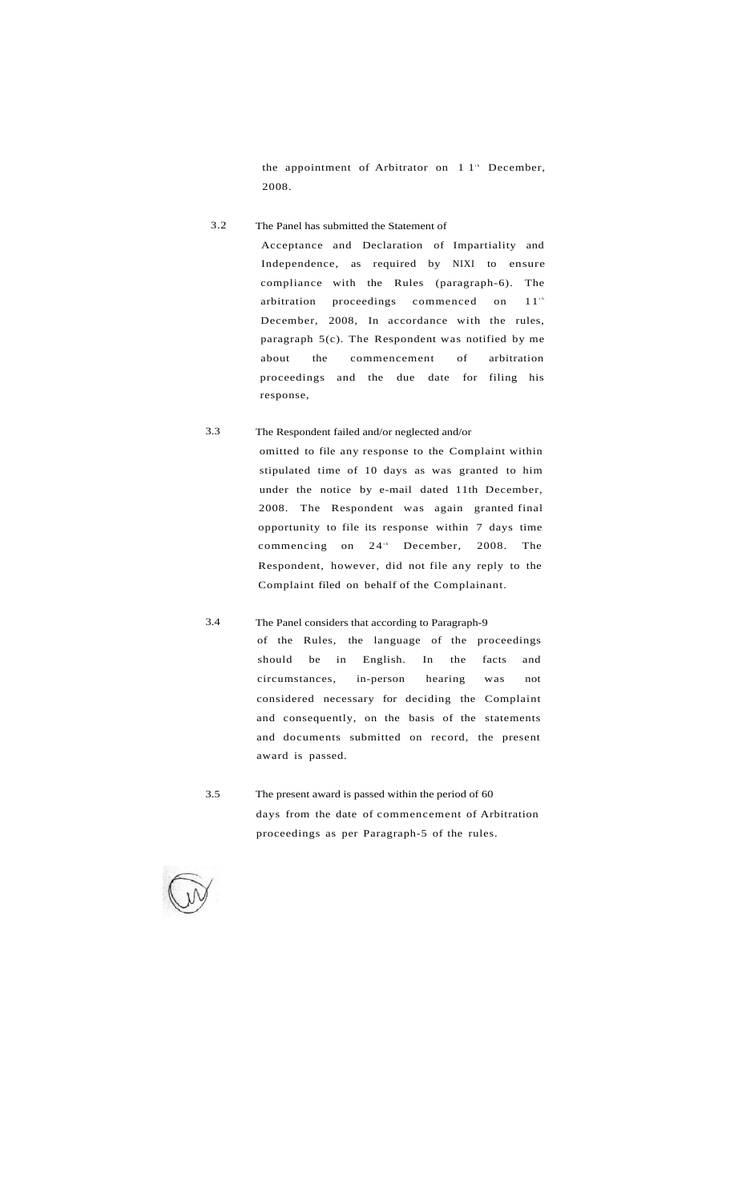the appointment of Arbitrator on 11th December, 2008.

3.2 The Panel has submitted the Statement of Acceptance and Declaration of Impartiality and Independence, as required by NIXI to ensure compliance with the Rules (paragraph-6). The arbitration proceedings commenced on 11th December, 2008, In accordance with the rules, paragraph 5(c). The Respondent was notified by me about the commencement of arbitration proceedings and the due date for filing his response,

3.3 The Respondent failed and/or neglected and/or omitted to file any response to the Complaint within stipulated time of 10 days as was granted to him under the notice by e-mail dated 11th December, 2008. The Respondent was again granted final opportunity to file its response within 7 days time commencing on 24th December, 2008. The Respondent, however, did not file any reply to the Complaint filed on behalf of the Complainant.

3.4 The Panel considers that according to Paragraph-9 of the Rules, the language of the proceedings should be in English. In the facts and circumstances, in-person hearing was not considered necessary for deciding the Complaint and consequently, on the basis of the statements and documents submitted on record, the present award is passed.

3.5 The present award is passed within the period of 60 days from the date of commencement of Arbitration proceedings as per Paragraph-5 of the rules.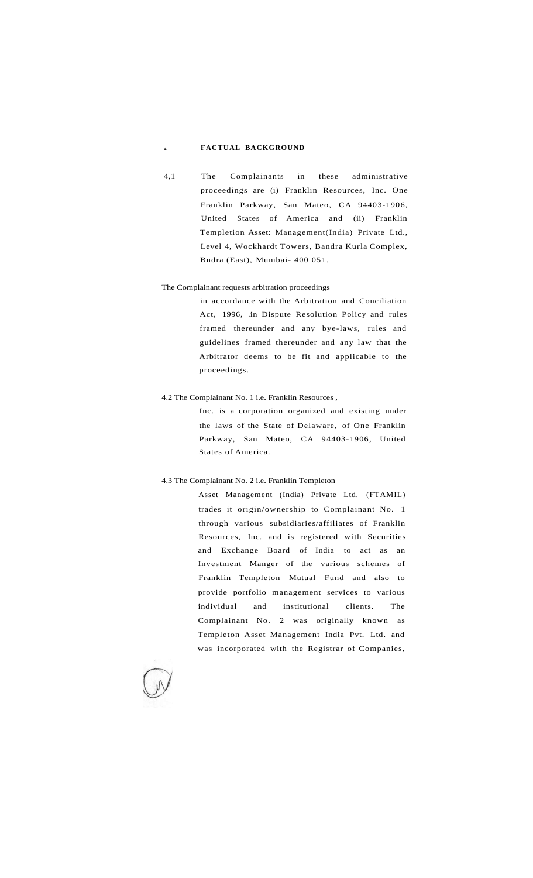## 4. FACTUAL BACKGROUND

4,1 The Complainants in these administrative proceedings are (i) Franklin Resources, Inc. One Franklin Parkway, San Mateo, CA 94403-1906, United States of America and (ii) Franklin Templetion Asset: Management(India) Private Ltd., Level 4, Wockhardt Towers, Bandra Kurla Complex, Bndra (East), Mumbai- 400 051.

The Complainant requests arbitration proceedings in accordance with the Arbitration and Conciliation Act, 1996, .in Dispute Resolution Policy and rules framed thereunder and any bye-laws, rules and guidelines framed thereunder and any law that the Arbitrator deems to be fit and applicable to the proceedings.

4.2 The Complainant No. 1 i.e. Franklin Resources , Inc. is a corporation organized and existing under the laws of the State of Delaware, of One Franklin Parkway, San Mateo, CA 94403-1906, United States of America.

4.3 The Complainant No. 2 i.e. Franklin Templeton Asset Management (India) Private Ltd. (FTAMIL) trades it origin/ownership to Complainant No. 1 through various subsidiaries/affiliates of Franklin Resources, Inc. and is registered with Securities and Exchange Board of India to act as an Investment Manger of the various schemes of Franklin Templeton Mutual Fund and also to provide portfolio management services to various individual and institutional clients. The Complainant No. 2 was originally known as Templeton Asset Management India Pvt. Ltd. and was incorporated with the Registrar of Companies,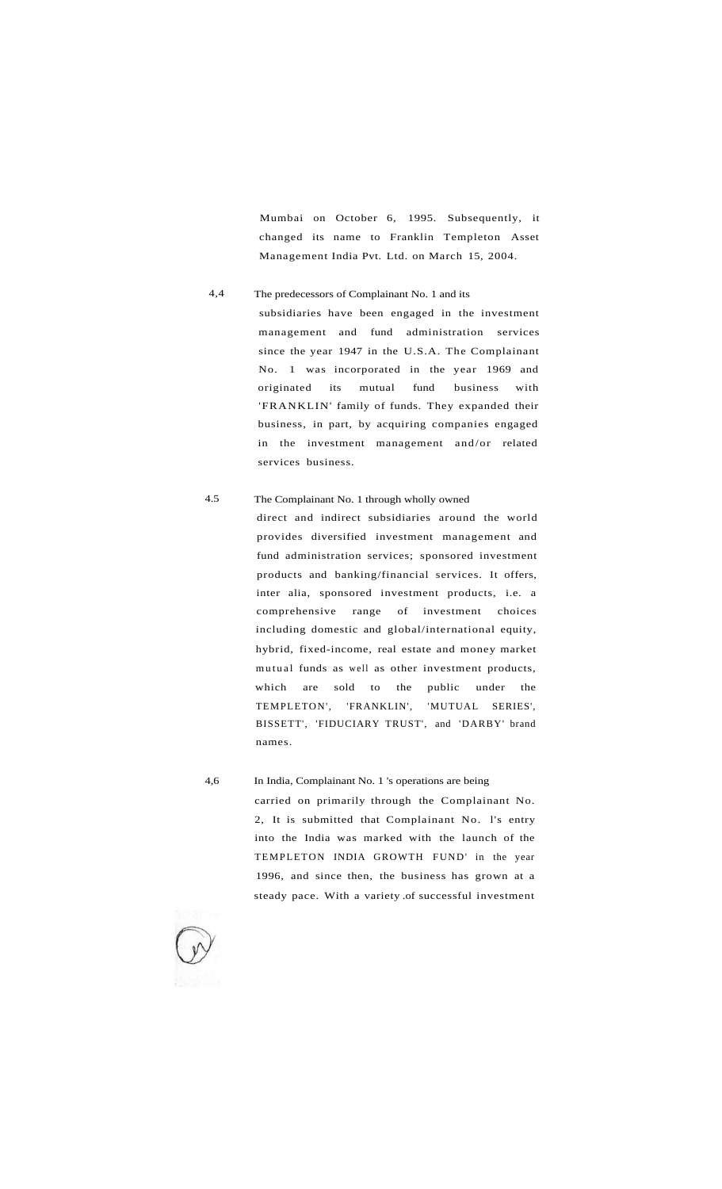Mumbai on October 6, 1995. Subsequently, it changed its name to Franklin Templeton Asset Management India Pvt. Ltd. on March 15, 2004.

4,4 The predecessors of Complainant No. 1 and its subsidiaries have been engaged in the investment management and fund administration services since the year 1947 in the U.S.A. The Complainant No. 1 was incorporated in the year 1969 and originated its mutual fund business with 'FRANKLIN' family of funds. They expanded their business, in part, by acquiring companies engaged in the investment management and/or related services business.

4.5 The Complainant No. 1 through wholly owned direct and indirect subsidiaries around the world provides diversified investment management and fund administration services; sponsored investment products and banking/financial services. It offers, inter alia, sponsored investment products, i.e. a comprehensive range of investment choices including domestic and global/international equity, hybrid, fixed-income, real estate and money market mutual funds as well as other investment products, which are sold to the public under the TEMPLETON', 'FRANKLIN', 'MUTUAL SERIES', BISSETT', 'FIDUCIARY TRUST', and 'DARBY' brand names.

4,6 In India, Complainant No. 1 's operations are being carried on primarily through the Complainant No. 2, It is submitted that Complainant No. l's entry into the India was marked with the launch of the TEMPLETON INDIA GROWTH FUND' in the year 1996, and since then, the business has grown at a steady pace. With a variety .of successful investment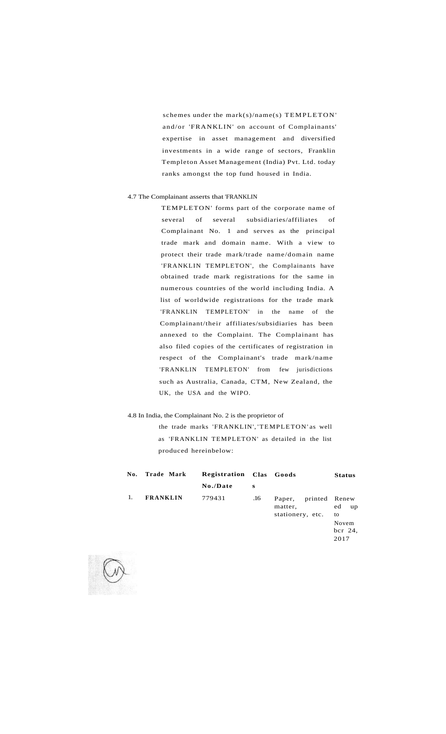schemes under the mark(s)/name(s) TEMPLETON' and/or 'FRANKLIN' on account of Complainants' expertise in asset management and diversified investments in a wide range of sectors, Franklin Templeton Asset Management (India) Pvt. Ltd. today ranks amongst the top fund housed in India.

4.7 The Complainant asserts that 'FRANKLIN TEMPLETON' forms part of the corporate name of several of several subsidiaries/affiliates of Complainant No. 1 and serves as the principal trade mark and domain name. With a view to protect their trade mark/trade name/domain name 'FRANKLIN TEMPLETON', the Complainants have obtained trade mark registrations for the same in numerous countries of the world including India. A list of worldwide registrations for the trade mark 'FRANKLIN TEMPLETON' in the name of the Complainant/their affiliates/subsidiaries has been annexed to the Complaint. The Complainant has also filed copies of the certificates of registration in respect of the Complainant's trade mark/name 'FRANKLIN TEMPLETON' from few jurisdictions such as Australia, Canada, CTM, New Zealand, the UK, the USA and the WIPO.

4.8 In India, the Complainant No. 2 is the proprietor of the trade marks 'FRANKLIN','TEMPLETON'as well as 'FRANKLIN TEMPLETON' as detailed in the list produced hereinbelow:

| No. | Trade Mark | Registration No./Date | Class | Goods | Status |
|---|---|---|---|---|---|
| 1. | **FRANKLIN** | 779431 | .16 | Paper, printed matter, stationery, etc. | Renewed up to Novembcr 24, 2017 |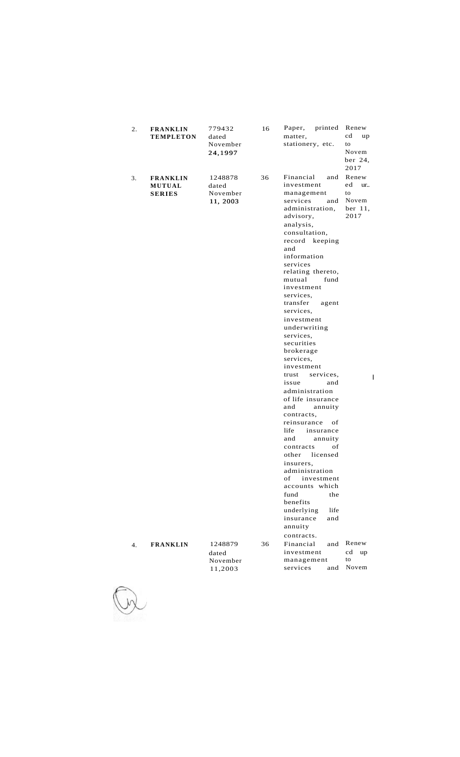| | | | | | |
|---|---|---|---|---|---|
| 2. | **FRANKLIN TEMPLETON** | 779432 dated November 24,1997 | 16 | Paper, printed matter, stationery, etc. | Renewed up to November 24, 2017 |
| 3. | **FRANKLIN MUTUAL SERIES** | 1248878 dated November 11, 2003 | 36 | Financial and investment management services and administration, advisory, analysis, consultation, record keeping and information services relating thereto, mutual fund investment services, transfer agent services, investment underwriting services, securities brokerage services, investment trust services, issue and administration of life insurance and annuity contracts, reinsurance of life insurance and annuity contracts of other licensed insurers, administration of investment accounts which fund the benefits underlying life insurance and annuity contracts. | Renewed ur.. to November 11, 2017 |
| 4. | **FRANKLIN** | 1248879 dated November 11,2003 | 36 | Financial and investment management services and | Renewed up to Novem |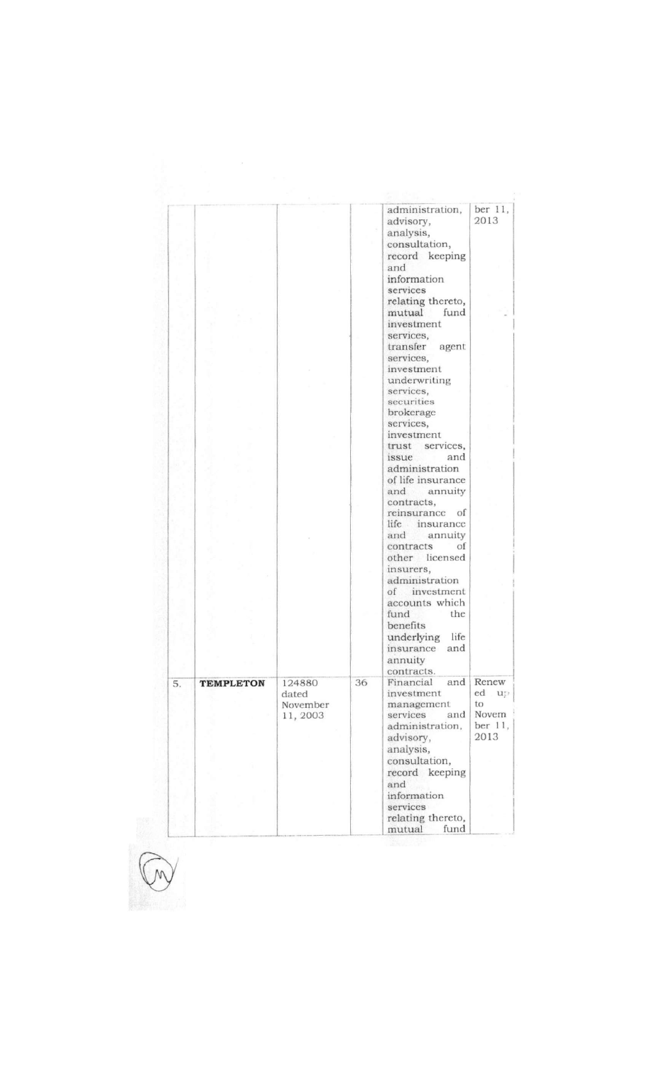| | | | | | |
|---|---|---|---|---|---|
| | | | | administration, advisory, analysis, consultation, record keeping and information services relating thereto, mutual fund investment services, transfer agent services, investment underwriting services, securities brokerage services, investment trust services, issue and administration of life insurance and annuity contracts, reinsurance of life insurance and annuity contracts of other licensed insurers, administration of investment accounts which fund the benefits underlying life insurance and annuity contracts. | ber 11, 2013 |
| 5. | **TEMPLETON** | 124880 dated November 11, 2003 | 36 | Financial and investment management services and administration, advisory, analysis, consultation, record keeping and information services relating thereto, mutual fund | Renewed up to November 11, 2013 |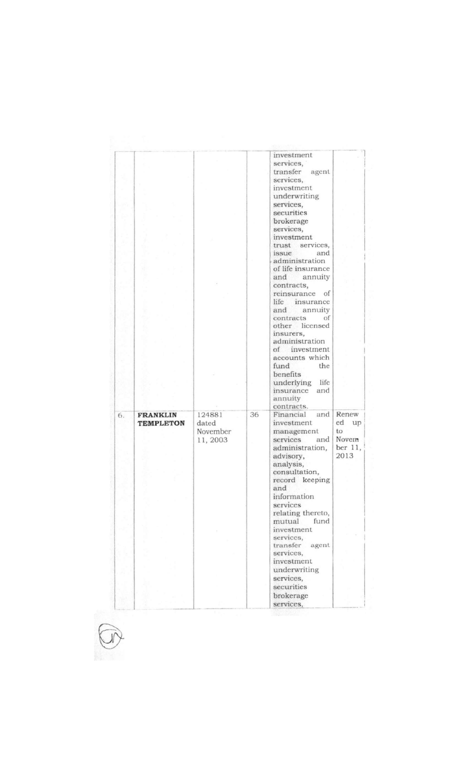| | | | | | |
|---|---|---|---|---|---|
| | | | | investment services, transfer agent services, investment underwriting services, securities brokerage services, investment trust services, issue and administration of life insurance and annuity contracts, reinsurance of life insurance and annuity contracts of other licensed insurers, administration of investment accounts which fund the benefits underlying life insurance and annuity contracts. | |
| 6. | **FRANKLIN TEMPLETON** | 124881 dated November 11, 2003 | 36 | Financial and investment management services and administration, advisory, analysis, consultation, record keeping and information services relating thereto, mutual fund investment services, transfer agent services, investment underwriting services, securities brokerage services, | Renewed up to November 11, 2013 |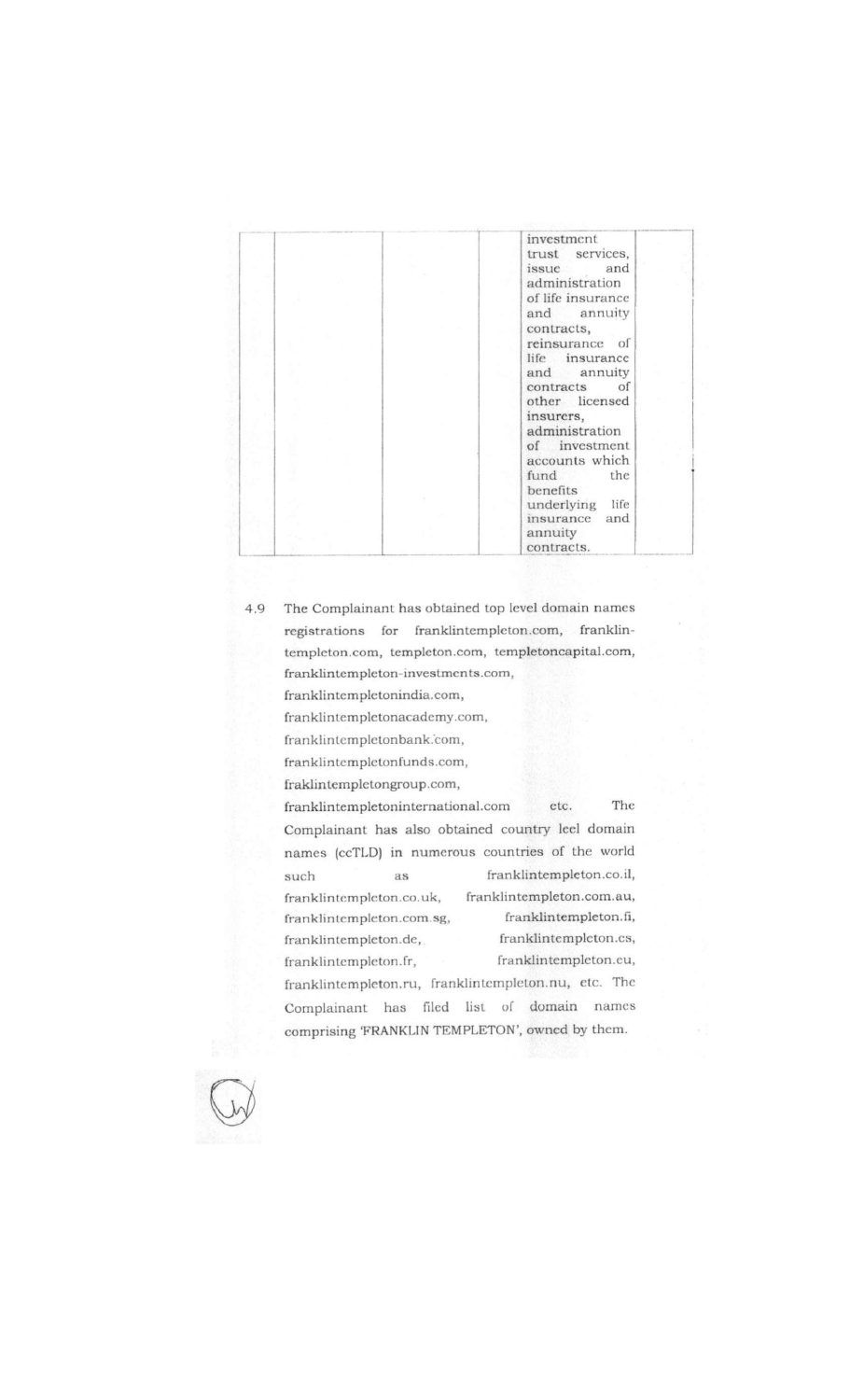| | | | | | |
|---|---|---|---|---|---|
| | | | | investment trust services, issue and administration of life insurance and annuity contracts, reinsurance of life insurance and annuity contracts of other licensed insurers, administration of investment accounts which fund the benefits underlying life insurance and annuity contracts. | |

4.9 The Complainant has obtained top level domain names registrations for franklintempleton.com, franklin-templeton.com, templeton.com, templetoncapital.com, franklintempleton-investments.com, franklintempletonindia.com, franklintempletonacademy.com, franklintempletonbank.com, franklintempletonfunds.com, fraklintempletongroup.com, franklintempletoninternational.com etc. The Complainant has also obtained country leel domain names (ccTLD) in numerous countries of the world such as franklintempleton.co.il, franklintempleton.co.uk, franklintempleton.com.au, franklintempleton.com.sg, franklintempleton.fi, franklintempleton.de, franklintempleton.es, franklintempleton.fr, franklintempleton.eu, franklintempleton.ru, franklintempleton.nu, etc. The Complainant has filed list of domain names comprising 'FRANKLIN TEMPLETON', owned by them.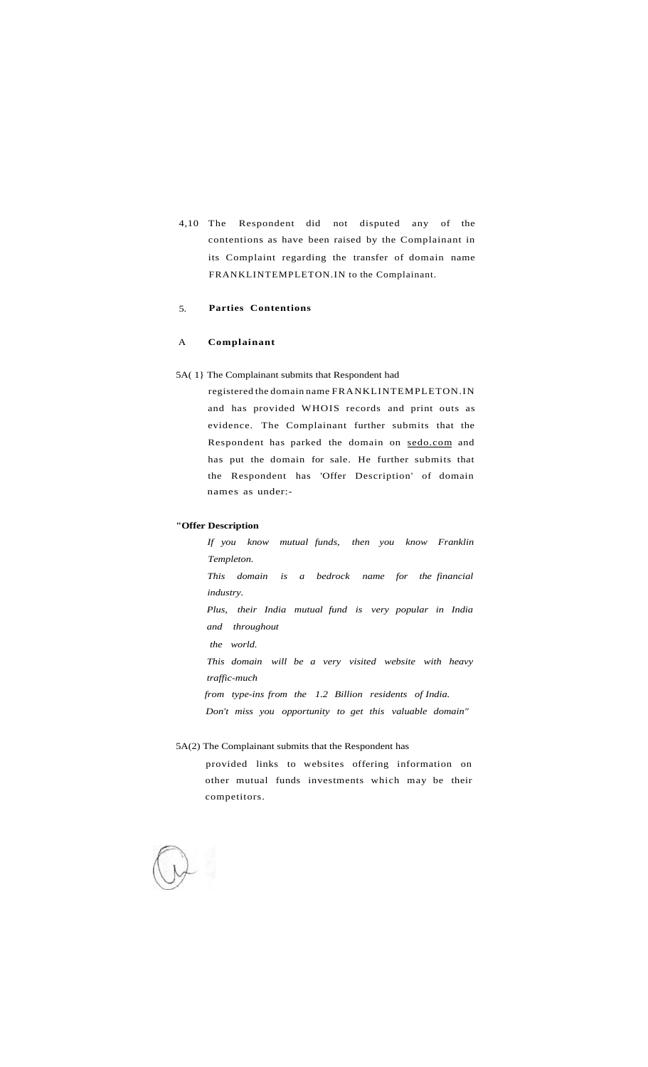4,10 The Respondent did not disputed any of the contentions as have been raised by the Complainant in its Complaint regarding the transfer of domain name FRANKLINTEMPLETON.IN to the Complainant.

5. **Parties Contentions**

A **Complainant**

5A( 1} The Complainant submits that Respondent had registered the domain name FRANKLINTEMPLETON.IN and has provided WHOIS records and print outs as evidence. The Complainant further submits that the Respondent has parked the domain on sedo.com and has put the domain for sale. He further submits that the Respondent has 'Offer Description' of domain names as under:-

**"Offer Description**

*If you know mutual funds, then you know Franklin Templeton.*

*This domain is a bedrock name for the financial industry.*

*Plus, their India mutual fund is very popular in India and throughout*

*the world.*

*This domain will be a very visited website with heavy traffic-much*

*from type-ins from the 1.2 Billion residents of India.*

*Don't miss you opportunity to get this valuable domain"*

5A(2) The Complainant submits that the Respondent has provided links to websites offering information on other mutual funds investments which may be their competitors.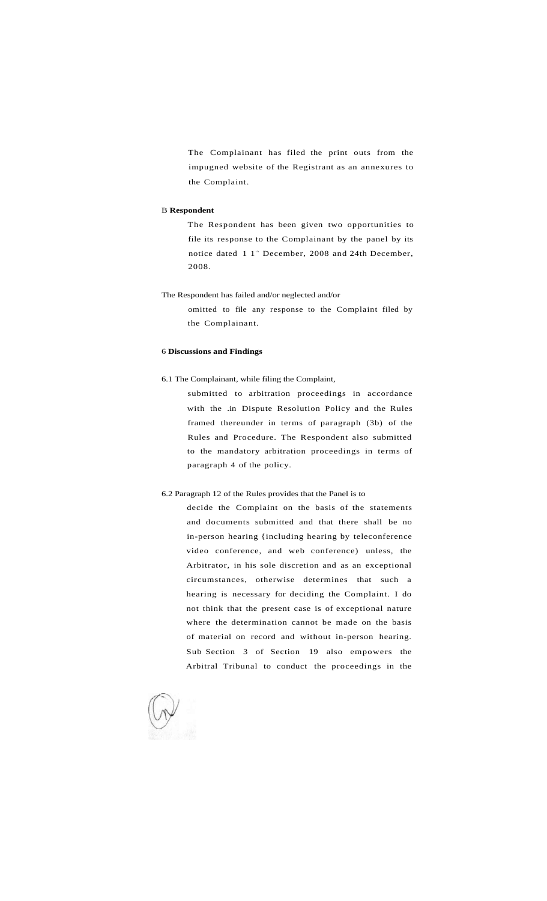The Complainant has filed the print outs from the impugned website of the Registrant as an annexures to the Complainant.

B **Respondent**

The Respondent has been given two opportunities to file its response to the Complainant by the panel by its notice dated 1 1[th] December, 2008 and 24th December, 2008.

The Respondent has failed and/or neglected and/or omitted to file any response to the Complaint filed by the Complainant.

6 **Discussions and Findings**

6.1 The Complainant, while filing the Complaint, submitted to arbitration proceedings in accordance with the .in Dispute Resolution Policy and the Rules framed thereunder in terms of paragraph (3b) of the Rules and Procedure. The Respondent also submitted to the mandatory arbitration proceedings in terms of paragraph 4 of the policy.

6.2 Paragraph 12 of the Rules provides that the Panel is to decide the Complaint on the basis of the statements and documents submitted and that there shall be no in-person hearing {including hearing by teleconference video conference, and web conference) unless, the Arbitrator, in his sole discretion and as an exceptional circumstances, otherwise determines that such a hearing is necessary for deciding the Complaint. I do not think that the present case is of exceptional nature where the determination cannot be made on the basis of material on record and without in-person hearing. Sub Section 3 of Section 19 also empowers the Arbitral Tribunal to conduct the proceedings in the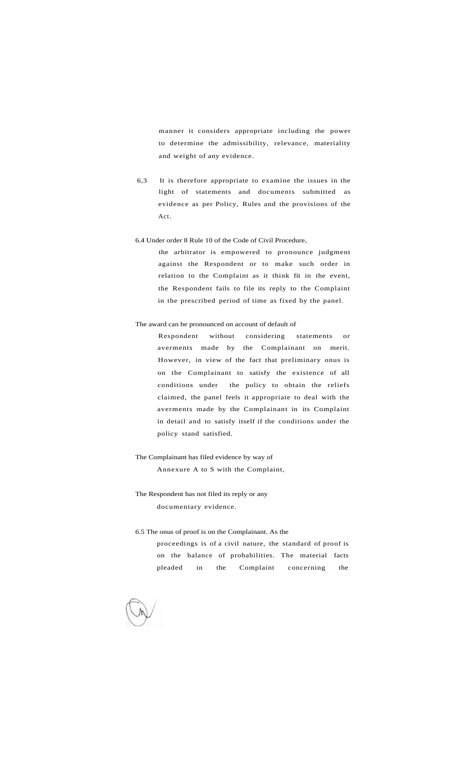manner it considers appropriate including the power to determine the admissibility, relevance, materiality and weight of any evidence.

6,3 It is therefore appropriate to examine the issues in the light of statements and documents submitted as evidence as per Policy, Rules and the provisions of the Act.

6.4 Under order 8 Rule 10 of the Code of Civil Procedure, the arbitrator is empowered to pronounce judgment against the Respondent or to make such order in relation to the Complaint as it think fit in the event, the Respondent fails to file its reply to the Complaint in the prescribed period of time as fixed by the panel.

The award can be pronounced on account of default of Respondent without considering statements or averments made by the Complainant on merit. However, in view of the fact that preliminary onus is on the Complainant to satisfy the existence of all conditions under the policy to obtain the reliefs claimed, the panel feels it appropriate to deal with the averments made by the Complainant in its Complaint in detail and to satisfy itself if the conditions under the policy stand satisfied.

The Complainant has filed evidence by way of Annexure A to S with the Complaint,

The Respondent has not filed its reply or any documentary evidence.

6.5 The onus of proof is on the Complainant. As the proceedings is of a civil nature, the standard of proof is on the balance of probabilities. The material facts pleaded in the Complaint concerning the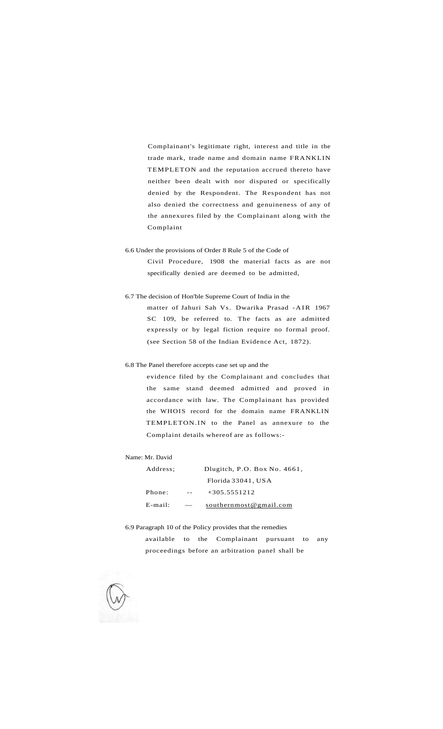Complainant's legitimate right, interest and title in the trade mark, trade name and domain name FRANKLIN TEMPLETON and the reputation accrued thereto have neither been dealt with nor disputed or specifically denied by the Respondent. The Respondent has not also denied the correctness and genuineness of any of the annexures filed by the Complainant along with the Complaint

6.6 Under the provisions of Order 8 Rule 5 of the Code of Civil Procedure, 1908 the material facts as are not specifically denied are deemed to be admitted,

6.7 The decision of Hon'ble Supreme Court of India in the matter of Jahuri Sah Vs. Dwarika Prasad -AIR 1967 SC 109, be referred to. The facts as are admitted expressly or by legal fiction require no formal proof. (see Section 58 of the Indian Evidence Act, 1872).

6.8 The Panel therefore accepts case set up and the evidence filed by the Complainant and concludes that the same stand deemed admitted and proved in accordance with law. The Complainant has provided the WHOIS record for the domain name FRANKLIN TEMPLETON.IN to the Panel as annexure to the Complaint details whereof are as follows:-

Name: Mr. David

| | | |
|---|---|---|
| Address; | | Dlugitch, P.O. Box No. 4661, Florida 33041, USA |
| Phone: | -- | +305.5551212 |
| E-mail: | — | southernmost@gmail.com |

6.9 Paragraph 10 of the Policy provides that the remedies available to the Complainant pursuant to any proceedings before an arbitration panel shall be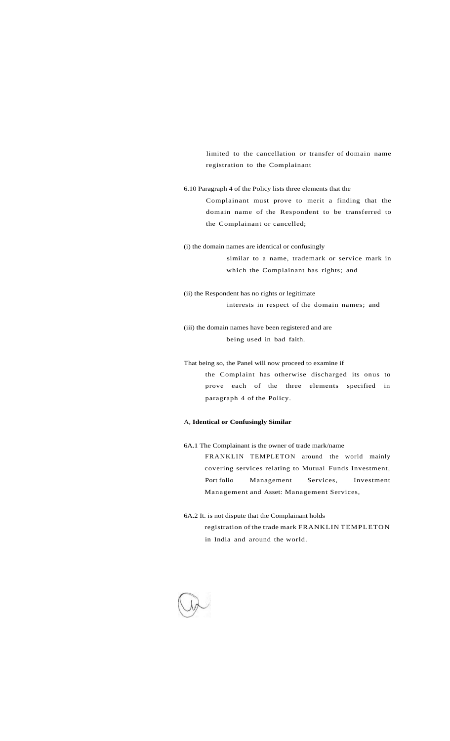limited to the cancellation or transfer of domain name registration to the Complainant

6.10 Paragraph 4 of the Policy lists three elements that the Complainant must prove to merit a finding that the domain name of the Respondent to be transferred to the Complainant or cancelled;

(i) the domain names are identical or confusingly similar to a name, trademark or service mark in which the Complainant has rights; and

(ii) the Respondent has no rights or legitimate interests in respect of the domain names; and

(iii) the domain names have been registered and are being used in bad faith.

That being so, the Panel will now proceed to examine if the Complaint has otherwise discharged its onus to prove each of the three elements specified in paragraph 4 of the Policy.

A, **Identical or Confusingly Similar**

6A.1 The Complainant is the owner of trade mark/name FRANKLIN TEMPLETON around the world mainly covering services relating to Mutual Funds Investment, Port folio Management Services, Investment Management and Asset: Management Services,

6A.2 It. is not dispute that the Complainant holds registration of the trade mark FRANKLIN TEMPLETON in India and around the world.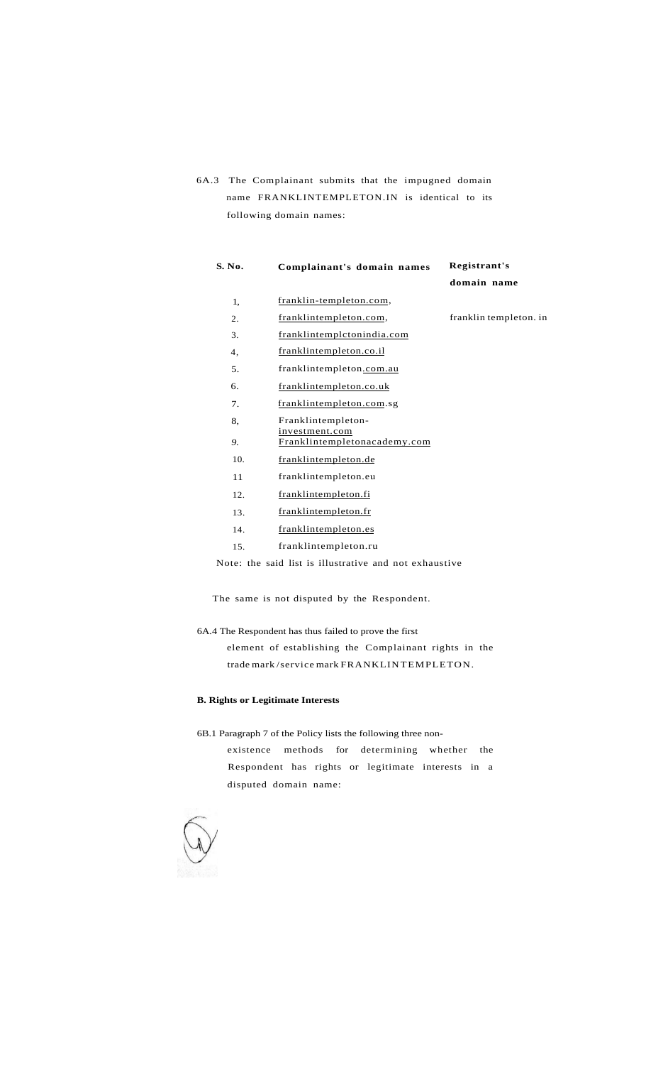6A.3 The Complainant submits that the impugned domain name FRANKLINTEMPLETON.IN is identical to its following domain names:

| S. No. | Complainant's domain names | Registrant's domain name |
|---|---|---|
| 1, | franklin-templeton.com, | |
| 2. | franklintempleton.com, | franklin templeton. in |
| 3. | franklintemplctonindia.com | |
| 4, | franklintempleton.co.il | |
| 5. | franklintempleton.com.au | |
| 6. | franklintempleton.co.uk | |
| 7. | franklintempleton.com.sg | |
| 8, | Franklintempleton-investment.com | |
| 9. | Franklintempletonacademy.com | |
| 10. | franklintempleton.de | |
| 11 | franklintempleton.eu | |
| 12. | franklintempleton.fi | |
| 13. | franklintempleton.fr | |
| 14. | franklintempleton.es | |
| 15. | franklintempleton.ru | |

Note: the said list is illustrative and not exhaustive

The same is not disputed by the Respondent.

6A.4 The Respondent has thus failed to prove the first element of establishing the Complainant rights in the trade mark/service mark FRANKLINTEMPLETON.

**B. Rights or Legitimate Interests**

6B.1 Paragraph 7 of the Policy lists the following three non-existence methods for determining whether the Respondent has rights or legitimate interests in a disputed domain name: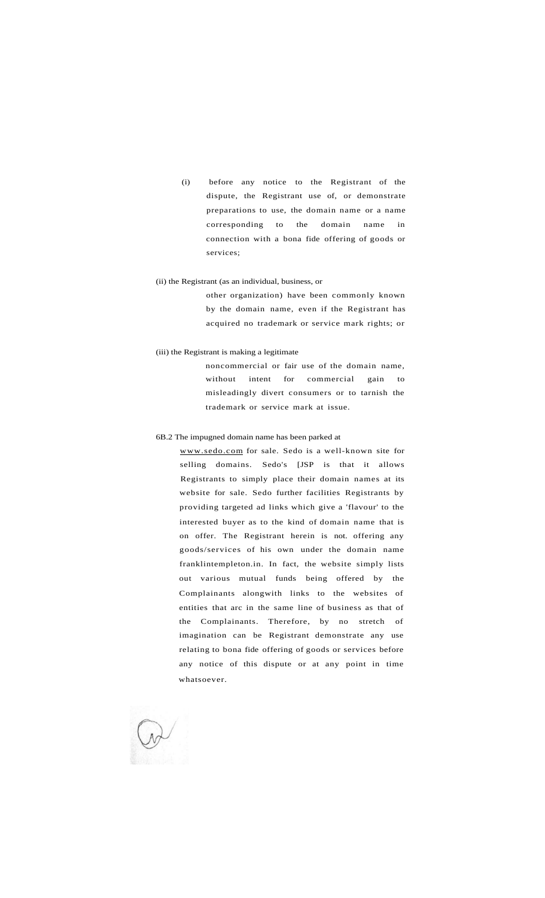(i) before any notice to the Registrant of the dispute, the Registrant use of, or demonstrate preparations to use, the domain name or a name corresponding to the domain name in connection with a bona fide offering of goods or services;

(ii) the Registrant (as an individual, business, or other organization) have been commonly known by the domain name, even if the Registrant has acquired no trademark or service mark rights; or

(iii) the Registrant is making a legitimate noncommercial or fair use of the domain name, without intent for commercial gain to misleadingly divert consumers or to tarnish the trademark or service mark at issue.

6B.2 The impugned domain name has been parked at www.sedo.com for sale. Sedo is a well-known site for selling domains. Sedo's [JSP is that it allows Registrants to simply place their domain names at its website for sale. Sedo further facilities Registrants by providing targeted ad links which give a 'flavour' to the interested buyer as to the kind of domain name that is on offer. The Registrant herein is not. offering any goods/services of his own under the domain name franklintempleton.in. In fact, the website simply lists out various mutual funds being offered by the Complainants alongwith links to the websites of entities that arc in the same line of business as that of the Complainants. Therefore, by no stretch of imagination can be Registrant demonstrate any use relating to bona fide offering of goods or services before any notice of this dispute or at any point in time whatsoever.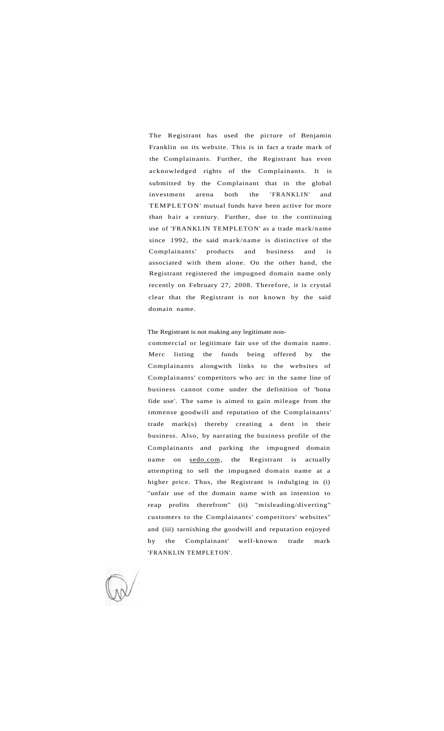The Registrant has used the picture of Benjamin Franklin on its website. This is in fact a trade mark of the Complainants. Further, the Registrant has even acknowledged rights of the Complainants. It is submitted by the Complainant that in the global investment arena both the 'FRANKLIN' and TEMPLETON' mutual funds have been active for more than hair a century. Further, due to the continuing use of 'FRANKLIN TEMPLETON' as a trade mark/name since 1992, the said mark/name is distinctive of the Complainants' products and business and is associated with them alone. On the other hand, the Registrant registered the impugned domain name only recently on February 27, 2008. Therefore, it is crystal clear that the Registrant is not known by the said domain name.

The Registrant is not making any legitimate non-commercial or legitimate fair use of the domain name. Merc listing the funds being offered by the Complainants alongwith links to the websites of Complainants' competitors who arc in the same line of business cannot come under the definition of 'bona fide use'. The same is aimed to gain mileage from the immense goodwill and reputation of the Complainants' trade mark(s) thereby creating a dent in their business. Also, by narrating the business profile of the Complainants and parking the impugned domain name on sedo.com, the Registrant is actually attempting to sell the impugned domain name at a higher price. Thus, the Registrant is indulging in (i) "unfair use of the domain name with an intention to reap profits therefrom" (ii) "misleading/diverting" customers to the Complainants' competitors' websites" and (iii) tarnishing the goodwill and reputation enjoyed by the Complainant' well-known trade mark 'FRANKLIN TEMPLETON'.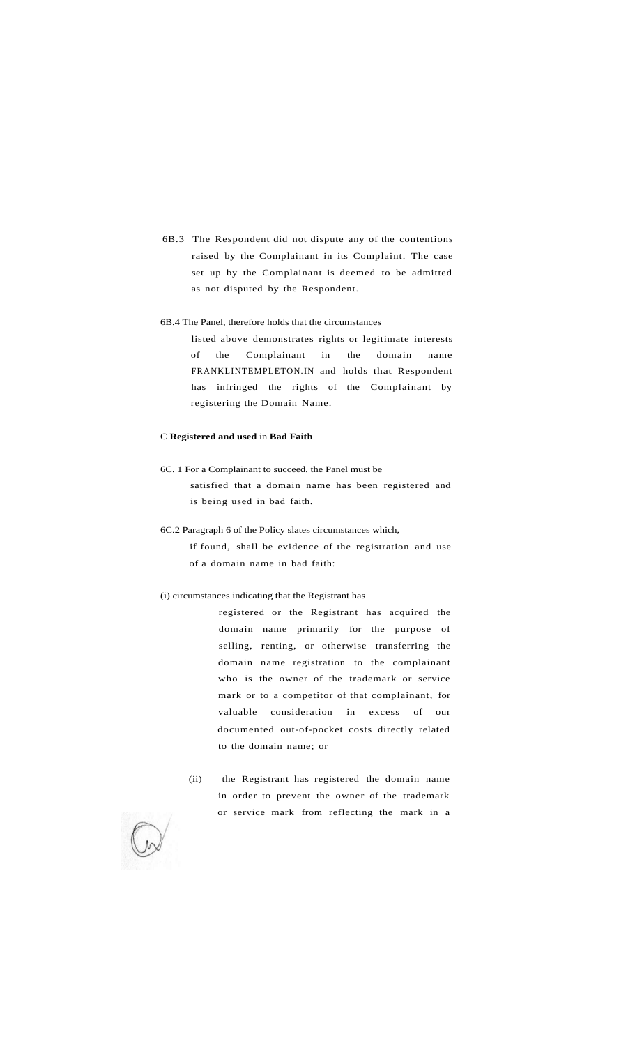6B.3 The Respondent did not dispute any of the contentions raised by the Complainant in its Complaint. The case set up by the Complainant is deemed to be admitted as not disputed by the Respondent.

6B.4 The Panel, therefore holds that the circumstances listed above demonstrates rights or legitimate interests of the Complainant in the domain name FRANKLINTEMPLETON.IN and holds that Respondent has infringed the rights of the Complainant by registering the Domain Name.

C **Registered and used** in **Bad Faith**

6C. 1 For a Complainant to succeed, the Panel must be satisfied that a domain name has been registered and is being used in bad faith.

6C.2 Paragraph 6 of the Policy slates circumstances which, if found, shall be evidence of the registration and use of a domain name in bad faith:

(i) circumstances indicating that the Registrant has registered or the Registrant has acquired the domain name primarily for the purpose of selling, renting, or otherwise transferring the domain name registration to the complainant who is the owner of the trademark or service mark or to a competitor of that complainant, for valuable consideration in excess of our documented out-of-pocket costs directly related to the domain name; or

(ii) the Registrant has registered the domain name in order to prevent the owner of the trademark or service mark from reflecting the mark in a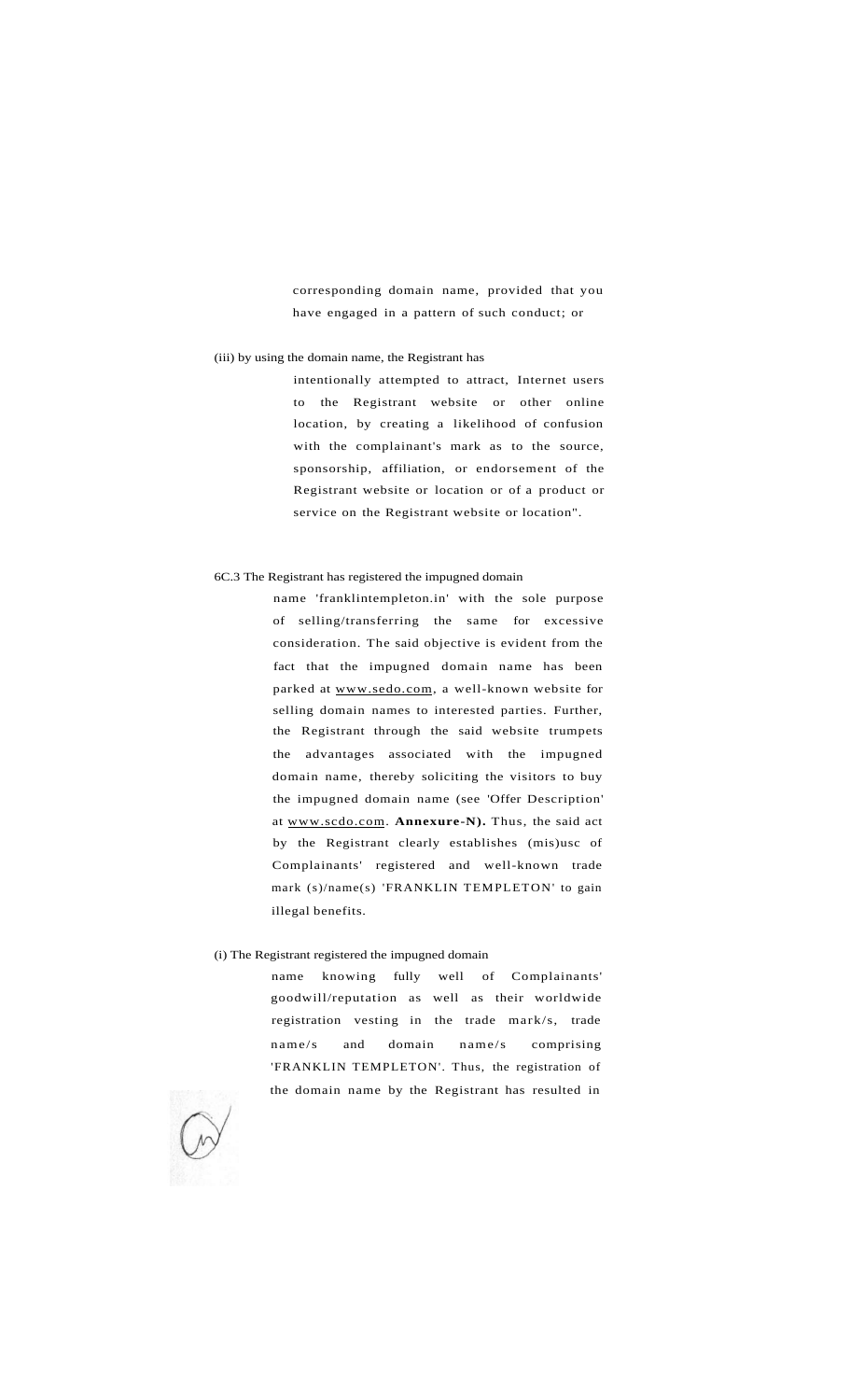corresponding domain name, provided that you have engaged in a pattern of such conduct; or

(iii) by using the domain name, the Registrant has intentionally attempted to attract, Internet users to the Registrant website or other online location, by creating a likelihood of confusion with the complainant's mark as to the source, sponsorship, affiliation, or endorsement of the Registrant website or location or of a product or service on the Registrant website or location".

6C.3 The Registrant has registered the impugned domain name 'franklintempleton.in' with the sole purpose of selling/transferring the same for excessive consideration. The said objective is evident from the fact that the impugned domain name has been parked at www.sedo.com, a well-known website for selling domain names to interested parties. Further, the Registrant through the said website trumpets the advantages associated with the impugned domain name, thereby soliciting the visitors to buy the impugned domain name (see 'Offer Description' at www.scdo.com. **Annexure-N).** Thus, the said act by the Registrant clearly establishes (mis)usc of Complainants' registered and well-known trade mark (s)/name(s) 'FRANKLIN TEMPLETON' to gain illegal benefits.

(i) The Registrant registered the impugned domain name knowing fully well of Complainants' goodwill/reputation as well as their worldwide registration vesting in the trade mark/s, trade name/s and domain name/s comprising 'FRANKLIN TEMPLETON'. Thus, the registration of the domain name by the Registrant has resulted in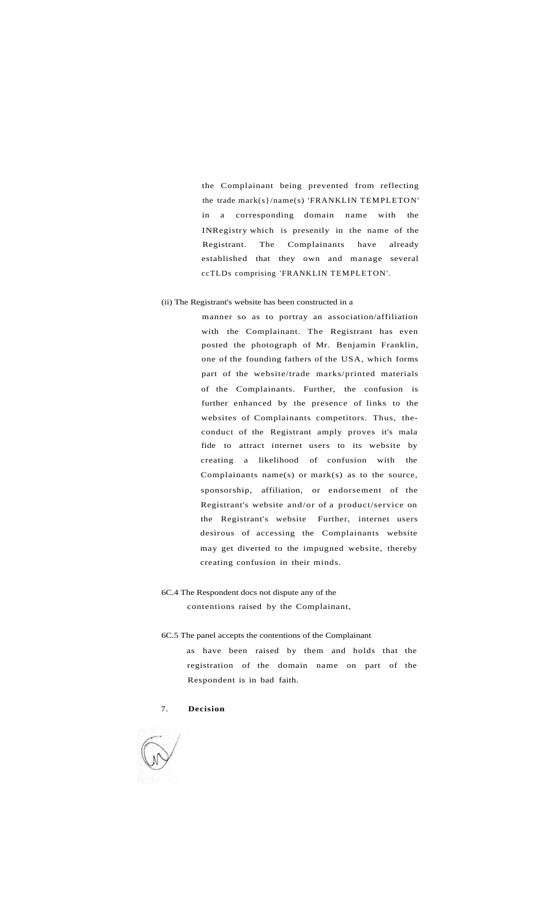the Complainant being prevented from reflecting the trade mark(s}/name(s) 'FRANKLIN TEMPLETON' in a corresponding domain name with the INRegistry which is presently in the name of the Registrant. The Complainants have already established that they own and manage several ccTLDs comprising 'FRANKLIN TEMPLETON'.

(ii) The Registrant's website has been constructed in a manner so as to portray an association/affiliation with the Complainant. The Registrant has even posted the photograph of Mr. Benjamin Franklin, one of the founding fathers of the USA, which forms part of the website/trade marks/printed materials of the Complainants. Further, the confusion is further enhanced by the presence of links to the websites of Complainants competitors. Thus, the-conduct of the Registrant amply proves it's mala fide to attract internet users to its website by creating a likelihood of confusion with the Complainants name(s) or mark(s) as to the source, sponsorship, affiliation, or endorsement of the Registrant's website and/or of a product/service on the Registrant's website Further, internet users desirous of accessing the Complainants website may get diverted to the impugned website, thereby creating confusion in their minds.

6C.4 The Respondent docs not dispute any of the contentions raised by the Complainant,

6C.5 The panel accepts the contentions of the Complainant as have been raised by them and holds that the registration of the domain name on part of the Respondent is in bad faith.

7. **Decision**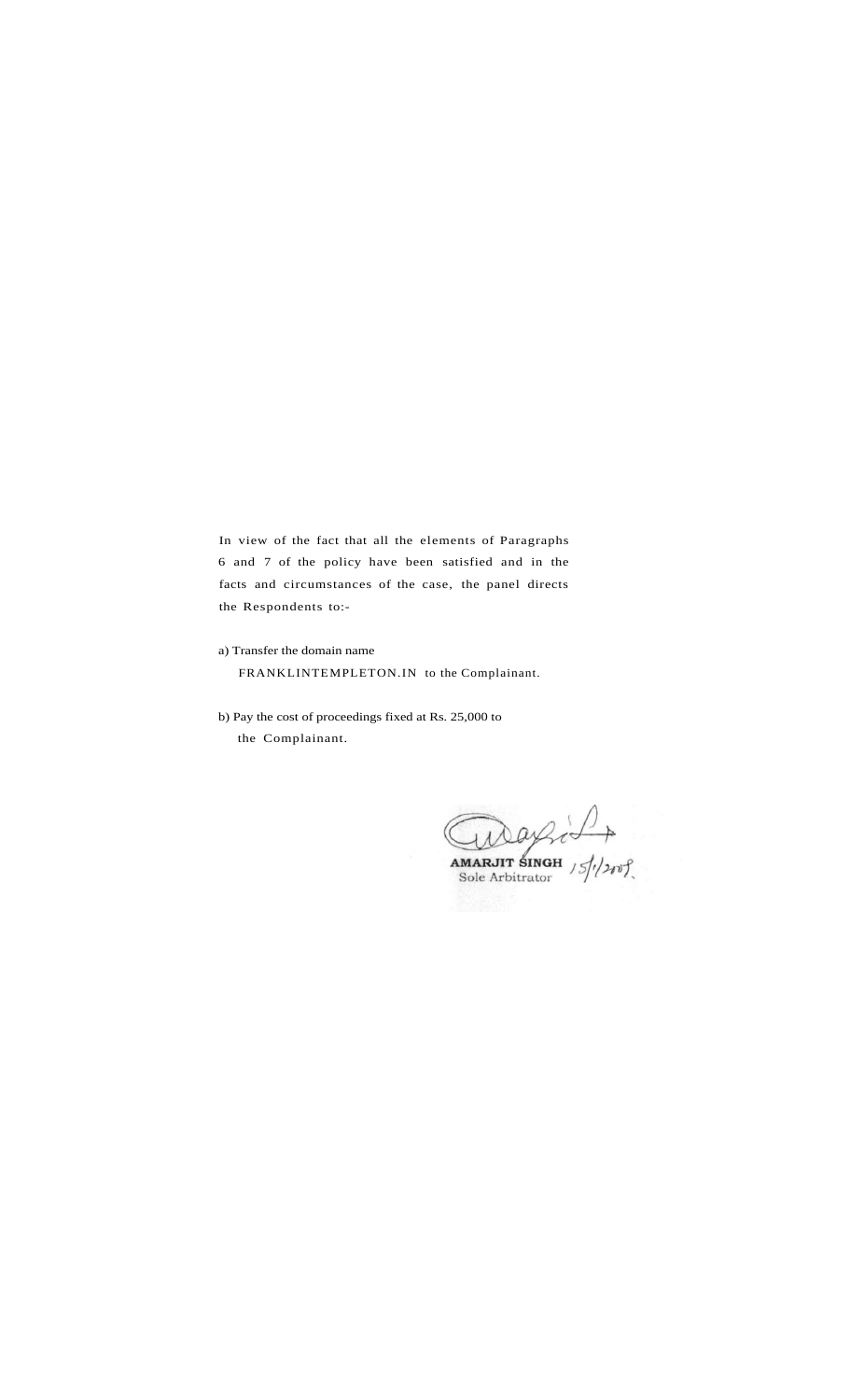In view of the fact that all the elements of Paragraphs 6 and 7 of the policy have been satisfied and in the facts and circumstances of the case, the panel directs the Respondents to:-

a) Transfer the domain name
   FRANKLINTEMPLETON.IN to the Complainant.

b) Pay the cost of proceedings fixed at Rs. 25,000 to
   the Complainant.

**AMARJIT SINGH** 15/1/2008.
Sole Arbitrator